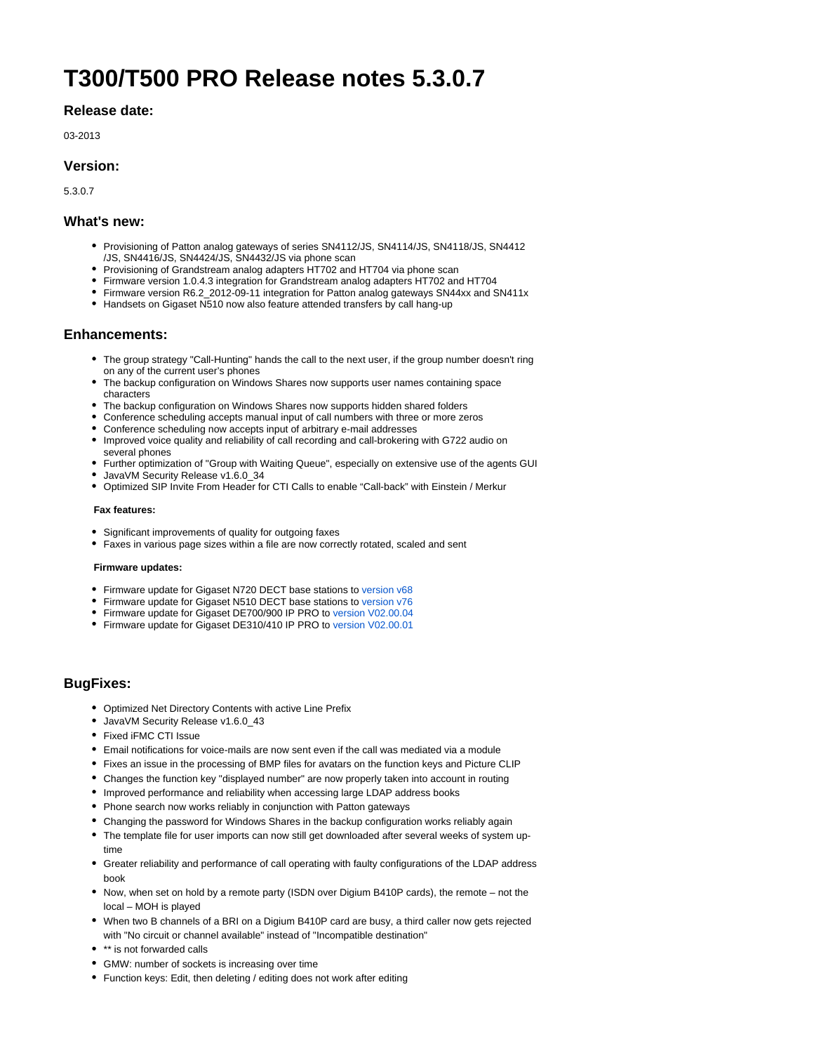# T300/T500 PRO Release notes 5.3.0.7

## Release date:

03-2013

## Version:

5.3.0.7

## What's new:

- Provisioning of Patton analog gateways of series SN4112/JS, SN4114/JS, SN4118/JS, SN4412 /JS, SN4416/JS, SN4424/JS, SN4432/JS via phone scan
- Provisioning of Grandstream analog adapters HT702 and HT704 via phone scan
- Firmware version 1.0.4.3 integration for Grandstream analog adapters HT702 and HT704
- Firmware version R6.2_2012-09-11 integration for Patton analog gateways SN44xx and SN411x
- Handsets on Gigaset N510 now also feature attended transfers by call hang-up

## Enhancements:

- The group strategy "Call-Hunting" hands the call to the next user, if the group number doesn't ring on any of the current user's phones
- The backup configuration on Windows Shares now supports user names containing space characters
- The backup configuration on Windows Shares now supports hidden shared folders
- Conference scheduling accepts manual input of call numbers with three or more zeros
- Conference scheduling now accepts input of arbitrary e-mail addresses
- Improved voice quality and reliability of call recording and call-brokering with G722 audio on several phones
- Further optimization of "Group with Waiting Queue", especially on extensive use of the agents GUI
- JavaVM Security Release v1.6.0_34
- Optimized SIP Invite From Header for CTI Calls to enable “Call-back” with Einstein / Merkur

#### Fax features:

- Significant improvements of quality for outgoing faxes
- Faxes in various page sizes within a file are now correctly rotated, scaled and sent

#### Firmware updates:

- Firmware update for Gigaset N720 DECT base stations to version v68
- Firmware update for Gigaset N510 DECT base stations to version v76
- Firmware update for Gigaset DE700/900 IP PRO to version V02.00.04
- Firmware update for Gigaset DE310/410 IP PRO to version V02.00.01

## BugFixes:

- Optimized Net Directory Contents with active Line Prefix
- JavaVM Security Release v1.6.0_43
- Fixed iFMC CTI Issue
- Email notifications for voice-mails are now sent even if the call was mediated via a module
- Fixes an issue in the processing of BMP files for avatars on the function keys and Picture CLIP
- Changes the function key "displayed number" are now properly taken into account in routing
- Improved performance and reliability when accessing large LDAP address books
- Phone search now works reliably in conjunction with Patton gateways
- Changing the password for Windows Shares in the backup configuration works reliably again
- The template file for user imports can now still get downloaded after several weeks of system up-time
- Greater reliability and performance of call operating with faulty configurations of the LDAP address book
- Now, when set on hold by a remote party (ISDN over Digium B410P cards), the remote – not the local – MOH is played
- When two B channels of a BRI on a Digium B410P card are busy, a third caller now gets rejected with "No circuit or channel available" instead of "Incompatible destination"
- ** is not forwarded calls
- GMW: number of sockets is increasing over time
- Function keys: Edit, then deleting / editing does not work after editing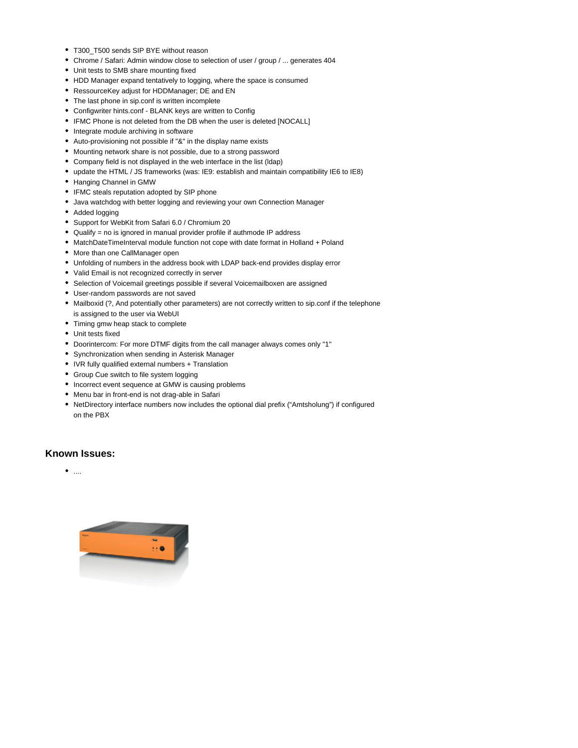- T300_T500 sends SIP BYE without reason
- Chrome / Safari: Admin window close to selection of user / group / ... generates 404
- Unit tests to SMB share mounting fixed
- HDD Manager expand tentatively to logging, where the space is consumed
- RessourceKey adjust for HDDManager; DE and EN
- The last phone in sip.conf is written incomplete
- Configwriter hints.conf - BLANK keys are written to Config
- IFMC Phone is not deleted from the DB when the user is deleted [NOCALL]
- Integrate module archiving in software
- Auto-provisioning not possible if "&" in the display name exists
- Mounting network share is not possible, due to a strong password
- Company field is not displayed in the web interface in the list (ldap)
- update the HTML / JS frameworks (was: IE9: establish and maintain compatibility IE6 to IE8)
- Hanging Channel in GMW
- IFMC steals reputation adopted by SIP phone
- Java watchdog with better logging and reviewing your own Connection Manager
- Added logging
- Support for WebKit from Safari 6.0 / Chromium 20
- Qualify = no is ignored in manual provider profile if authmode IP address
- MatchDateTimeInterval module function not cope with date format in Holland + Poland
- More than one CallManager open
- Unfolding of numbers in the address book with LDAP back-end provides display error
- Valid Email is not recognized correctly in server
- Selection of Voicemail greetings possible if several Voicemailboxen are assigned
- User-random passwords are not saved
- Mailboxid (?, And potentially other parameters) are not correctly written to sip.conf if the telephone is assigned to the user via WebUI
- Timing gmw heap stack to complete
- Unit tests fixed
- Doorintercom: For more DTMF digits from the call manager always comes only "1"
- Synchronization when sending in Asterisk Manager
- IVR fully qualified external numbers + Translation
- Group Cue switch to file system logging
- Incorrect event sequence at GMW is causing problems
- Menu bar in front-end is not drag-able in Safari
- NetDirectory interface numbers now includes the optional dial prefix ("Amtsholung") if configured on the PBX

## Known Issues:

- ....